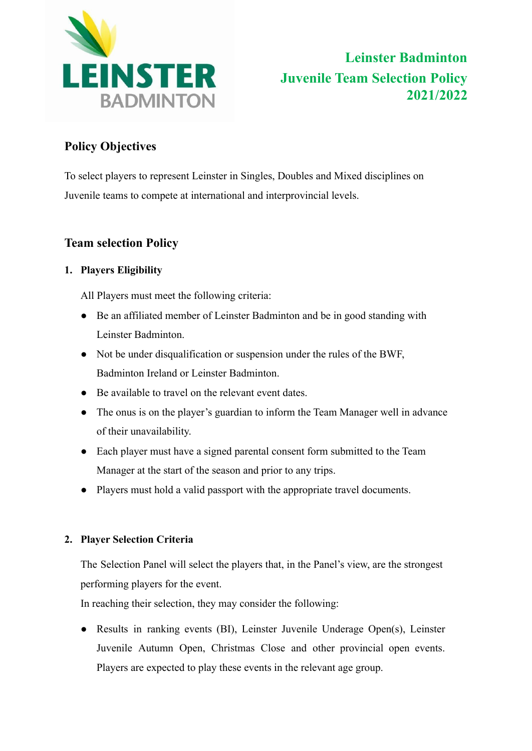# Leinster Badminton Juvenile Team Selection Policy 2021/2022

## Policy Objectives

To select players to represent Leinster in Singles, Doubles and Mixed disciplines on Juvenile teams to compete at international and interprovincial levels.

## Team selection Policy

### 1. Players Eligibility

All Players must meet the following criteria:

- Be an affiliated member of Leinster Badminton and be in good standing with Leinster Badminton.
- Not be under disqualification or suspension under the rules of the BWF, Badminton Ireland or Leinster Badminton.
- Be available to travel on the relevant event dates.
- The onus is on the player's guardian to inform the Team Manager well in advance of their unavailability.
- Each player must have a signed parental consent form submitted to the Team Manager at the start of the season and prior to any trips.
- Players must hold a valid passport with the appropriate travel documents.

### 2. Player Selection Criteria

The Selection Panel will select the players that, in the Panel's view, are the strongest performing players for the event.

In reaching their selection, they may consider the following:

- Results in ranking events (BI), Leinster Juvenile Underage Open(s), Leinster Juvenile Autumn Open, Christmas Close and other provincial open events. Players are expected to play these events in the relevant age group.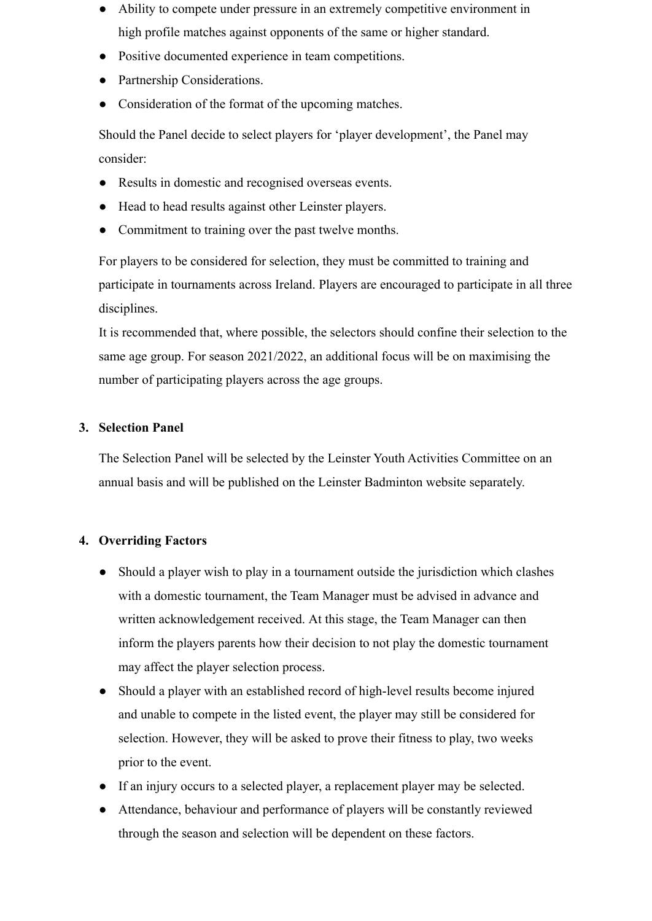- Ability to compete under pressure in an extremely competitive environment in high profile matches against opponents of the same or higher standard.
- Positive documented experience in team competitions.
- Partnership Considerations.
- Consideration of the format of the upcoming matches.

Should the Panel decide to select players for 'player development', the Panel may consider:

- Results in domestic and recognised overseas events.
- Head to head results against other Leinster players.
- Commitment to training over the past twelve months.

For players to be considered for selection, they must be committed to training and participate in tournaments across Ireland. Players are encouraged to participate in all three disciplines.

It is recommended that, where possible, the selectors should confine their selection to the same age group. For season 2021/2022, an additional focus will be on maximising the number of participating players across the age groups.

**3. Selection Panel**

The Selection Panel will be selected by the Leinster Youth Activities Committee on an annual basis and will be published on the Leinster Badminton website separately.

**4. Overriding Factors**

- Should a player wish to play in a tournament outside the jurisdiction which clashes with a domestic tournament, the Team Manager must be advised in advance and written acknowledgement received. At this stage, the Team Manager can then inform the players parents how their decision to not play the domestic tournament may affect the player selection process.
- Should a player with an established record of high-level results become injured and unable to compete in the listed event, the player may still be considered for selection. However, they will be asked to prove their fitness to play, two weeks prior to the event.
- If an injury occurs to a selected player, a replacement player may be selected.
- Attendance, behaviour and performance of players will be constantly reviewed through the season and selection will be dependent on these factors.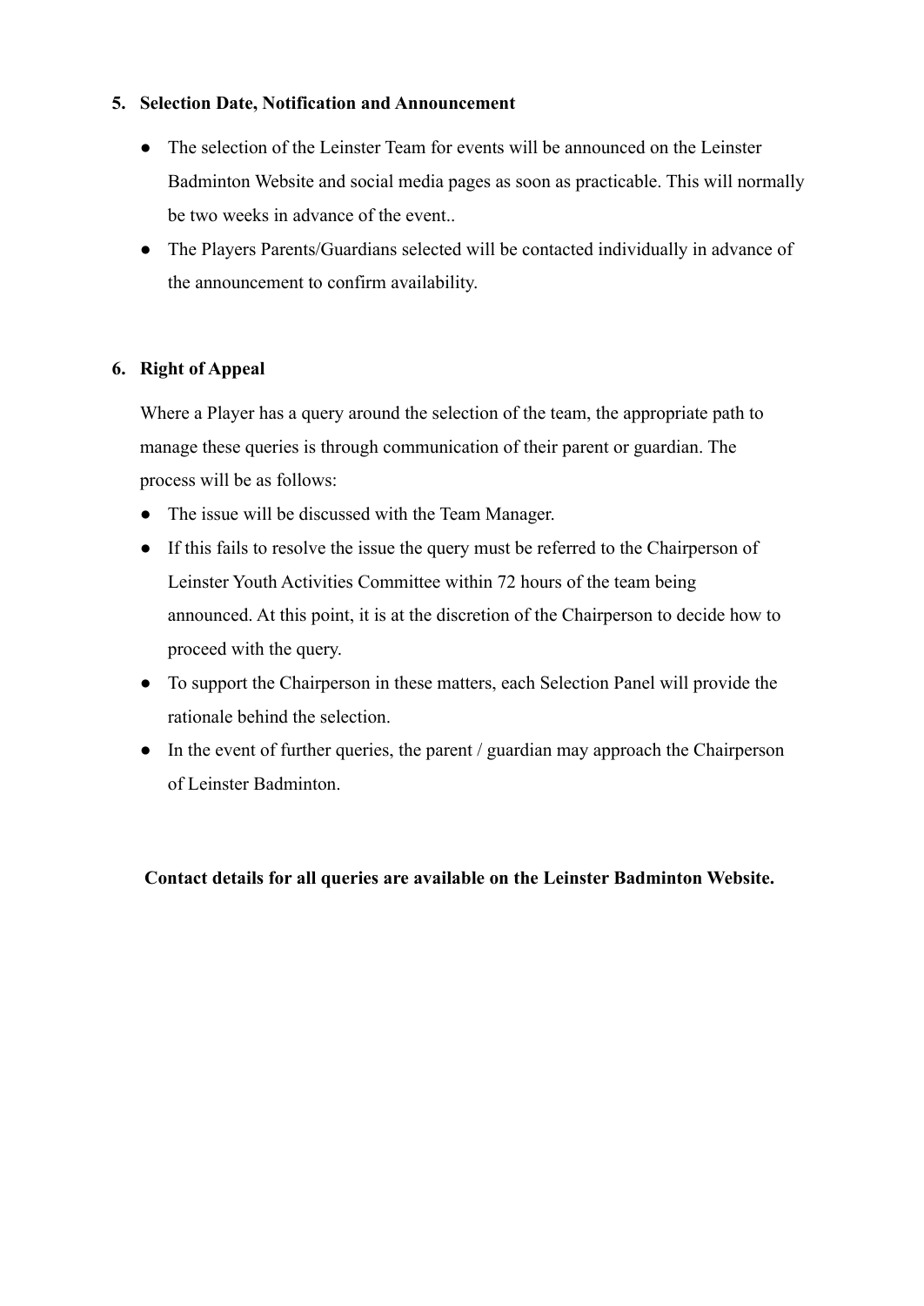5. **Selection Date, Notification and Announcement**

- The selection of the Leinster Team for events will be announced on the Leinster Badminton Website and social media pages as soon as practicable. This will normally be two weeks in advance of the event..
- The Players Parents/Guardians selected will be contacted individually in advance of the announcement to confirm availability.

6. **Right of Appeal**

Where a Player has a query around the selection of the team, the appropriate path to manage these queries is through communication of their parent or guardian. The process will be as follows:

- The issue will be discussed with the Team Manager.
- If this fails to resolve the issue the query must be referred to the Chairperson of Leinster Youth Activities Committee within 72 hours of the team being announced. At this point, it is at the discretion of the Chairperson to decide how to proceed with the query.
- To support the Chairperson in these matters, each Selection Panel will provide the rationale behind the selection.
- In the event of further queries, the parent / guardian may approach the Chairperson of Leinster Badminton.

**Contact details for all queries are available on the Leinster Badminton Website.**